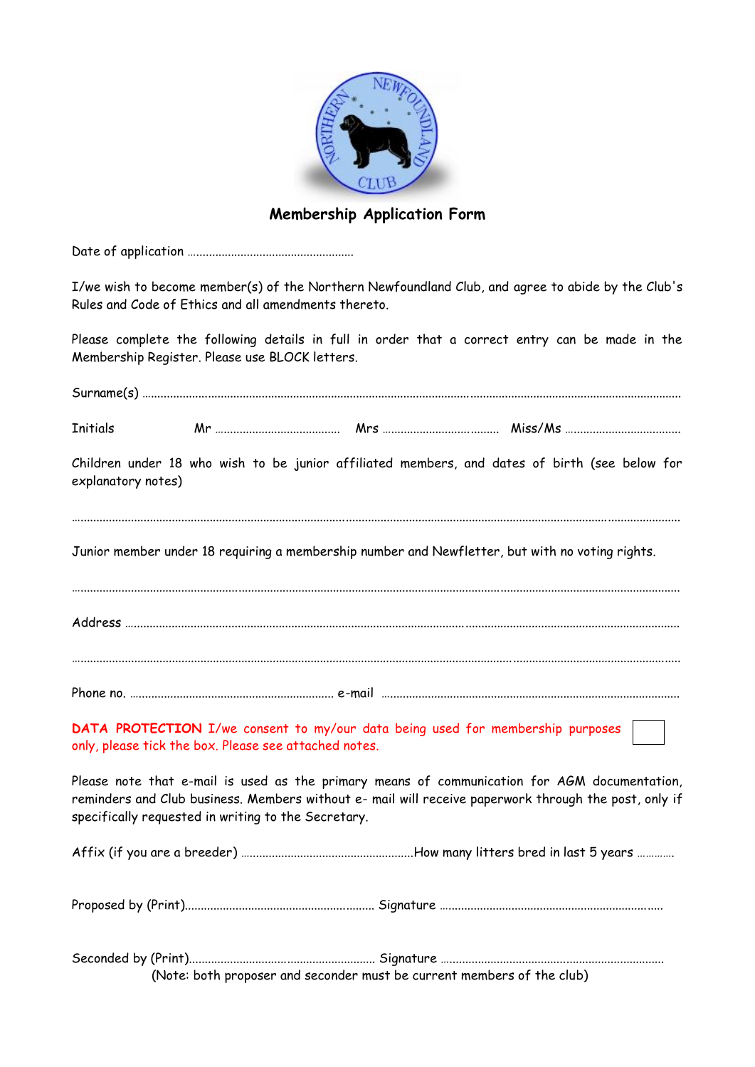# Membership Application Form

Date of application ……………………………………………

I/we wish to become member(s) of the Northern Newfoundland Club, and agree to abide by the Club's Rules and Code of Ethics and all amendments thereto.

Please complete the following details in full in order that a correct entry can be made in the Membership Register. Please use BLOCK letters.

Surname(s) …………………………………………………………………………………………………………………………………

Initials Mr ………………………………… Mrs ……………………………… Miss/Ms ………………………………

Children under 18 who wish to be junior affiliated members, and dates of birth (see below for explanatory notes)

……………………………………………………………………………………………………………………………………………

Junior member under 18 requiring a membership number and Newfletter, but with no voting rights.

……………………………………………………………………………………………………………………………………………

Address ……………………………………………………………………………………………………………………………………

……………………………………………………………………………………………………………………………………………

Phone no. ……………………………………………………… e-mail ……………………………………………………………………

**DATA PROTECTION** I/we consent to my/our data being used for membership purposes only, please tick the box. Please see attached notes. ☐

Please note that e-mail is used as the primary means of communication for AGM documentation, reminders and Club business. Members without e- mail will receive paperwork through the post, only if specifically requested in writing to the Secretary.

Affix (if you are a breeder) ……………………………………………How many litters bred in last 5 years …………

Proposed by (Print)…………………………………………………… Signature ……………………………………………………………

Seconded by (Print)…………………………………………………… Signature ……………………………………………………………

(Note: both proposer and seconder must be current members of the club)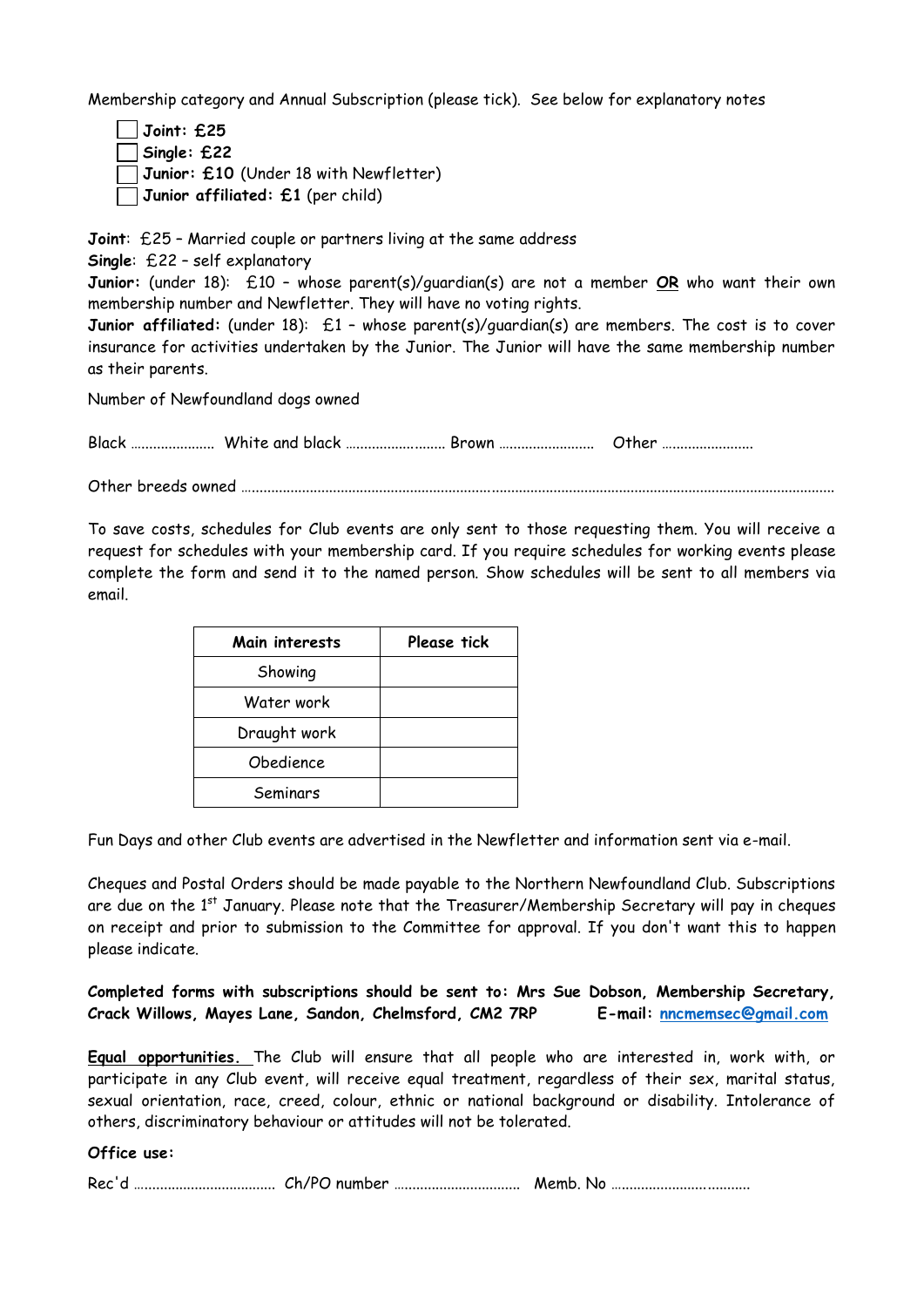Membership category and Annual Subscription (please tick). See below for explanatory notes

- ☐ **Joint: £25**
- ☐ **Single: £22**
- ☐ **Junior: £10** (Under 18 with Newfletter)
- ☐ **Junior affiliated: £1** (per child)

**Joint**: £25 – Married couple or partners living at the same address
**Single**: £22 – self explanatory
**Junior:** (under 18): £10 – whose parent(s)/guardian(s) are not a member **OR** who want their own membership number and Newfletter. They will have no voting rights.
**Junior affiliated:** (under 18): £1 – whose parent(s)/guardian(s) are members. The cost is to cover insurance for activities undertaken by the Junior. The Junior will have the same membership number as their parents.

Number of Newfoundland dogs owned

Black ………………… White and black …………………… Brown …………………… Other ……………………

Other breeds owned …………………………………………………………………………………………………………………

To save costs, schedules for Club events are only sent to those requesting them. You will receive a request for schedules with your membership card. If you require schedules for working events please complete the form and send it to the named person. Show schedules will be sent to all members via email.

| Main interests | Please tick |
|---|---|
| Showing | |
| Water work | |
| Draught work | |
| Obedience | |
| Seminars | |

Fun Days and other Club events are advertised in the Newfletter and information sent via e-mail.

Cheques and Postal Orders should be made payable to the Northern Newfoundland Club. Subscriptions are due on the 1st January. Please note that the Treasurer/Membership Secretary will pay in cheques on receipt and prior to submission to the Committee for approval. If you don't want this to happen please indicate.

**Completed forms with subscriptions should be sent to: Mrs Sue Dobson, Membership Secretary, Crack Willows, Mayes Lane, Sandon, Chelmsford, CM2 7RP E-mail: nncmemsec@gmail.com**

**Equal opportunities.** The Club will ensure that all people who are interested in, work with, or participate in any Club event, will receive equal treatment, regardless of their sex, marital status, sexual orientation, race, creed, colour, ethnic or national background or disability. Intolerance of others, discriminatory behaviour or attitudes will not be tolerated.

**Office use:**

Rec'd ……………………………… Ch/PO number …………………………… Memb. No ………………………………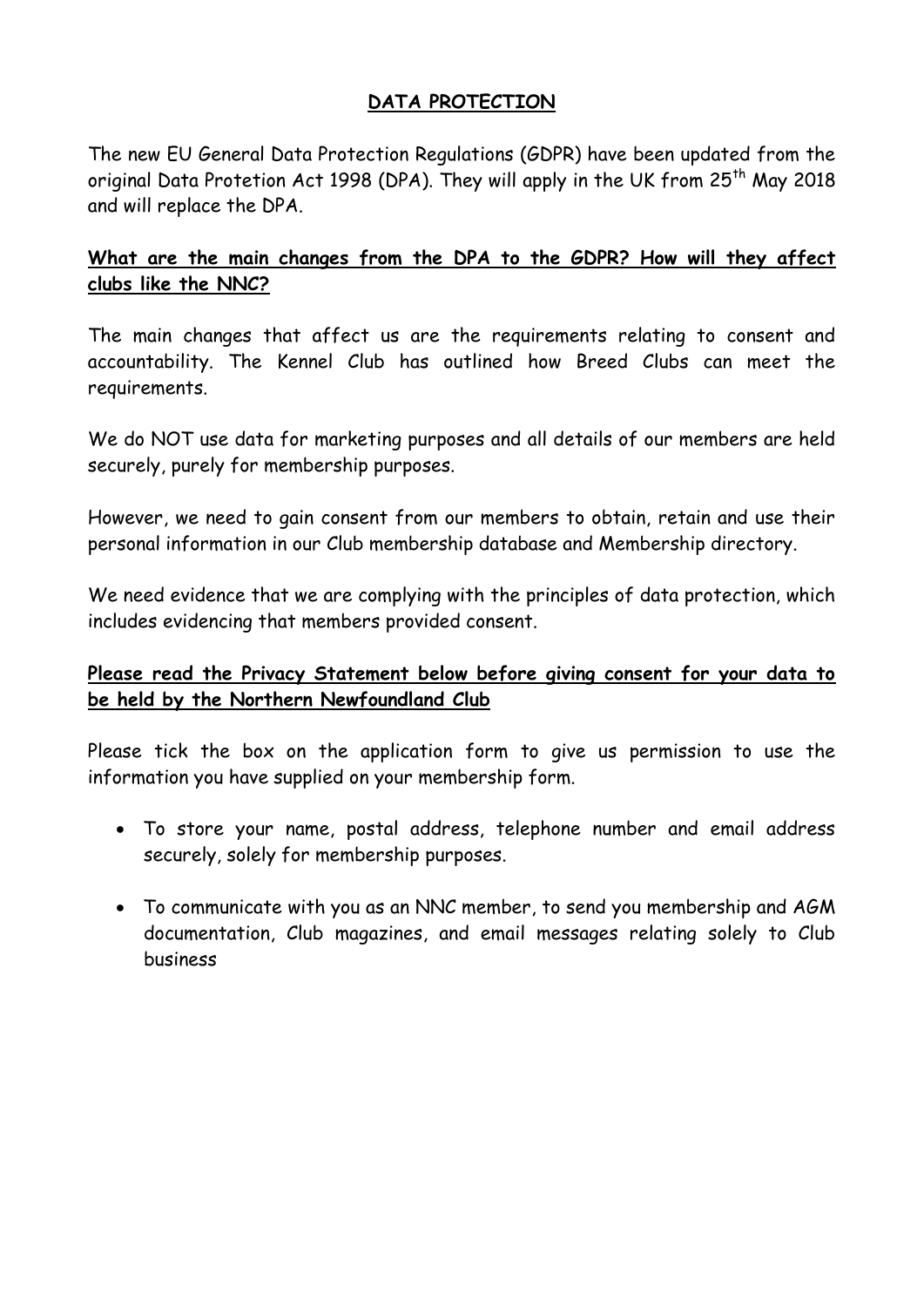# DATA PROTECTION

The new EU General Data Protection Regulations (GDPR) have been updated from the original Data Protetion Act 1998 (DPA). They will apply in the UK from 25th May 2018 and will replace the DPA.

## What are the main changes from the DPA to the GDPR? How will they affect clubs like the NNC?

The main changes that affect us are the requirements relating to consent and accountability. The Kennel Club has outlined how Breed Clubs can meet the requirements.

We do NOT use data for marketing purposes and all details of our members are held securely, purely for membership purposes.

However, we need to gain consent from our members to obtain, retain and use their personal information in our Club membership database and Membership directory.

We need evidence that we are complying with the principles of data protection, which includes evidencing that members provided consent.

## Please read the Privacy Statement below before giving consent for your data to be held by the Northern Newfoundland Club

Please tick the box on the application form to give us permission to use the information you have supplied on your membership form.

- To store your name, postal address, telephone number and email address securely, solely for membership purposes.
- To communicate with you as an NNC member, to send you membership and AGM documentation, Club magazines, and email messages relating solely to Club business